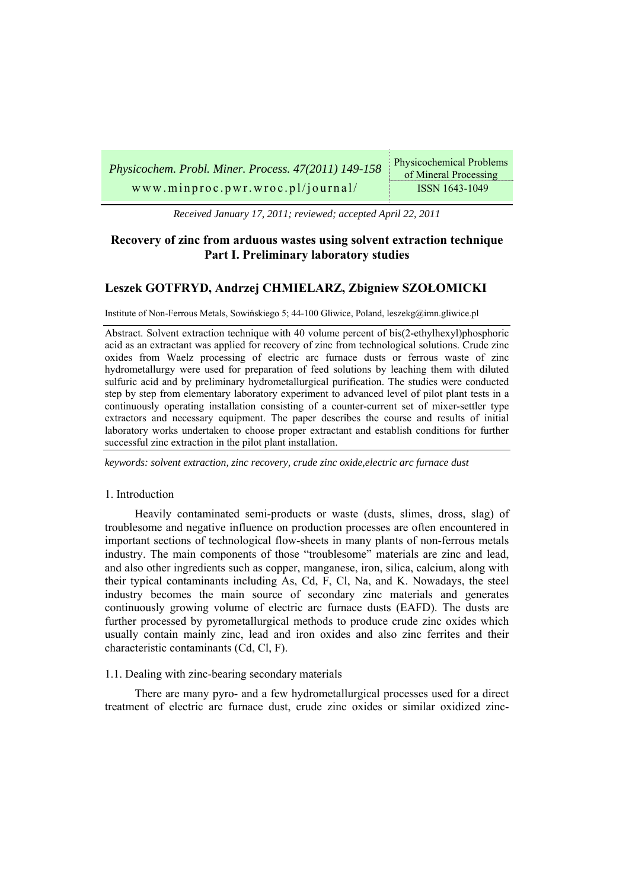*Received January 17, 2011; reviewed; accepted April 22, 2011*

# Recovery of zinc from arduous wastes using solvent extraction technique Part I. Preliminary laboratory studies

## Leszek GOTFRYD, Andrzej CHMIELARZ, Zbigniew SZOŁOMICKI

Institute of Non-Ferrous Metals, Sowińskiego 5; 44-100 Gliwice, Poland, leszekg@imn.gliwice.pl

Abstract. Solvent extraction technique with 40 volume percent of bis(2-ethylhexyl)phosphoric acid as an extractant was applied for recovery of zinc from technological solutions. Crude zinc oxides from Waelz processing of electric arc furnace dusts or ferrous waste of zinc hydrometallurgy were used for preparation of feed solutions by leaching them with diluted sulfuric acid and by preliminary hydrometallurgical purification. The studies were conducted step by step from elementary laboratory experiment to advanced level of pilot plant tests in a continuously operating installation consisting of a counter-current set of mixer-settler type extractors and necessary equipment. The paper describes the course and results of initial laboratory works undertaken to choose proper extractant and establish conditions for further successful zinc extraction in the pilot plant installation.

*keywords: solvent extraction, zinc recovery, crude zinc oxide,electric arc furnace dust*

### 1. Introduction

Heavily contaminated semi-products or waste (dusts, slimes, dross, slag) of troublesome and negative influence on production processes are often encountered in important sections of technological flow-sheets in many plants of non-ferrous metals industry. The main components of those "troublesome" materials are zinc and lead, and also other ingredients such as copper, manganese, iron, silica, calcium, along with their typical contaminants including As, Cd, F, Cl, Na, and K. Nowadays, the steel industry becomes the main source of secondary zinc materials and generates continuously growing volume of electric arc furnace dusts (EAFD). The dusts are further processed by pyrometallurgical methods to produce crude zinc oxides which usually contain mainly zinc, lead and iron oxides and also zinc ferrites and their characteristic contaminants (Cd, Cl, F).

#### 1.1. Dealing with zinc-bearing secondary materials

There are many pyro- and a few hydrometallurgical processes used for a direct treatment of electric arc furnace dust, crude zinc oxides or similar oxidized zinc-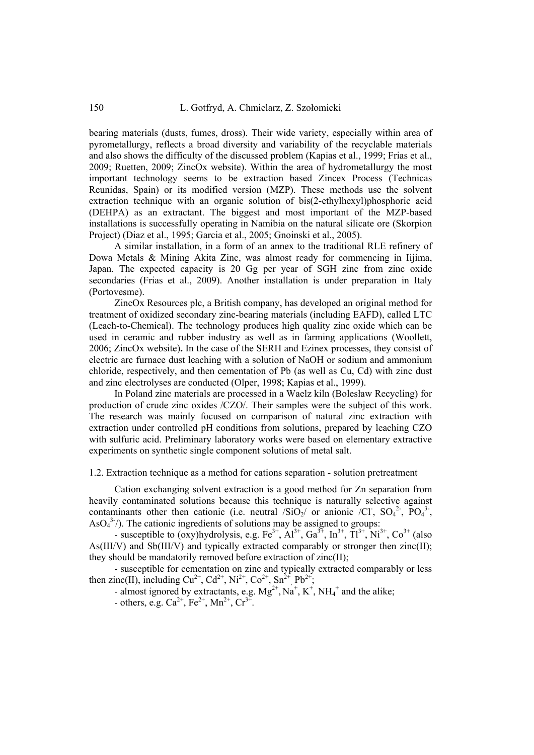bearing materials (dusts, fumes, dross). Their wide variety, especially within area of pyrometallurgy, reflects a broad diversity and variability of the recyclable materials and also shows the difficulty of the discussed problem (Kapias et al., 1999; Frias et al., 2009; Ruetten, 2009; ZincOx website). Within the area of hydrometallurgy the most important technology seems to be extraction based Zincex Process (Technicas Reunidas, Spain) or its modified version (MZP). These methods use the solvent extraction technique with an organic solution of bis(2-ethylhexyl)phosphoric acid (DEHPA) as an extractant. The biggest and most important of the MZP-based installations is successfully operating in Namibia on the natural silicate ore (Skorpion Project) (Diaz et al., 1995; Garcia et al., 2005; Gnoinski et al., 2005).

A similar installation, in a form of an annex to the traditional RLE refinery of Dowa Metals & Mining Akita Zinc, was almost ready for commencing in Iijima, Japan. The expected capacity is 20 Gg per year of SGH zinc from zinc oxide secondaries (Frias et al., 2009). Another installation is under preparation in Italy (Portovesme).

ZincOx Resources plc, a British company, has developed an original method for treatment of oxidized secondary zinc-bearing materials (including EAFD), called LTC (Leach-to-Chemical). The technology produces high quality zinc oxide which can be used in ceramic and rubber industry as well as in farming applications (Woollett, 2006; ZincOx website). In the case of the SERH and Ezinex processes, they consist of electric arc furnace dust leaching with a solution of NaOH or sodium and ammonium chloride, respectively, and then cementation of Pb (as well as Cu, Cd) with zinc dust and zinc electrolyses are conducted (Olper, 1998; Kapias et al., 1999).

In Poland zinc materials are processed in a Waelz kiln (Bolesław Recycling) for production of crude zinc oxides /CZO/. Their samples were the subject of this work. The research was mainly focused on comparison of natural zinc extraction with extraction under controlled pH conditions from solutions, prepared by leaching CZO with sulfuric acid. Preliminary laboratory works were based on elementary extractive experiments on synthetic single component solutions of metal salt.

### 1.2. Extraction technique as a method for cations separation - solution pretreatment

Cation exchanging solvent extraction is a good method for Zn separation from heavily contaminated solutions because this technique is naturally selective against contaminants other then cationic (i.e. neutral /$SiO_2$/ or anionic /$Cl^-$, $SO_4^{2-}$, $PO_4^{3-}$, $AsO_4^{3-}$/). The cationic ingredients of solutions may be assigned to groups:

- susceptible to (oxy)hydrolysis, e.g. $Fe^{3+}$, $Al^{3+}$, $Ga^{3+}$, $In^{3+}$, $Tl^{3+}$, $Ni^{3+}$, $Co^{3+}$ (also As(III/V) and Sb(III/V) and typically extracted comparably or stronger then zinc(II); they should be mandatorily removed before extraction of zinc(II);
- susceptible for cementation on zinc and typically extracted comparably or less then zinc(II), including $Cu^{2+}$, $Cd^{2+}$, $Ni^{2+}$, $Co^{2+}$, $Sn^{2+}$, $Pb^{2+}$;
- almost ignored by extractants, e.g. $Mg^{2+}$, $Na^+$, $K^+$, $NH_4^+$ and the alike;
- others, e.g. $Ca^{2+}$, $Fe^{2+}$, $Mn^{2+}$, $Cr^{3+}$.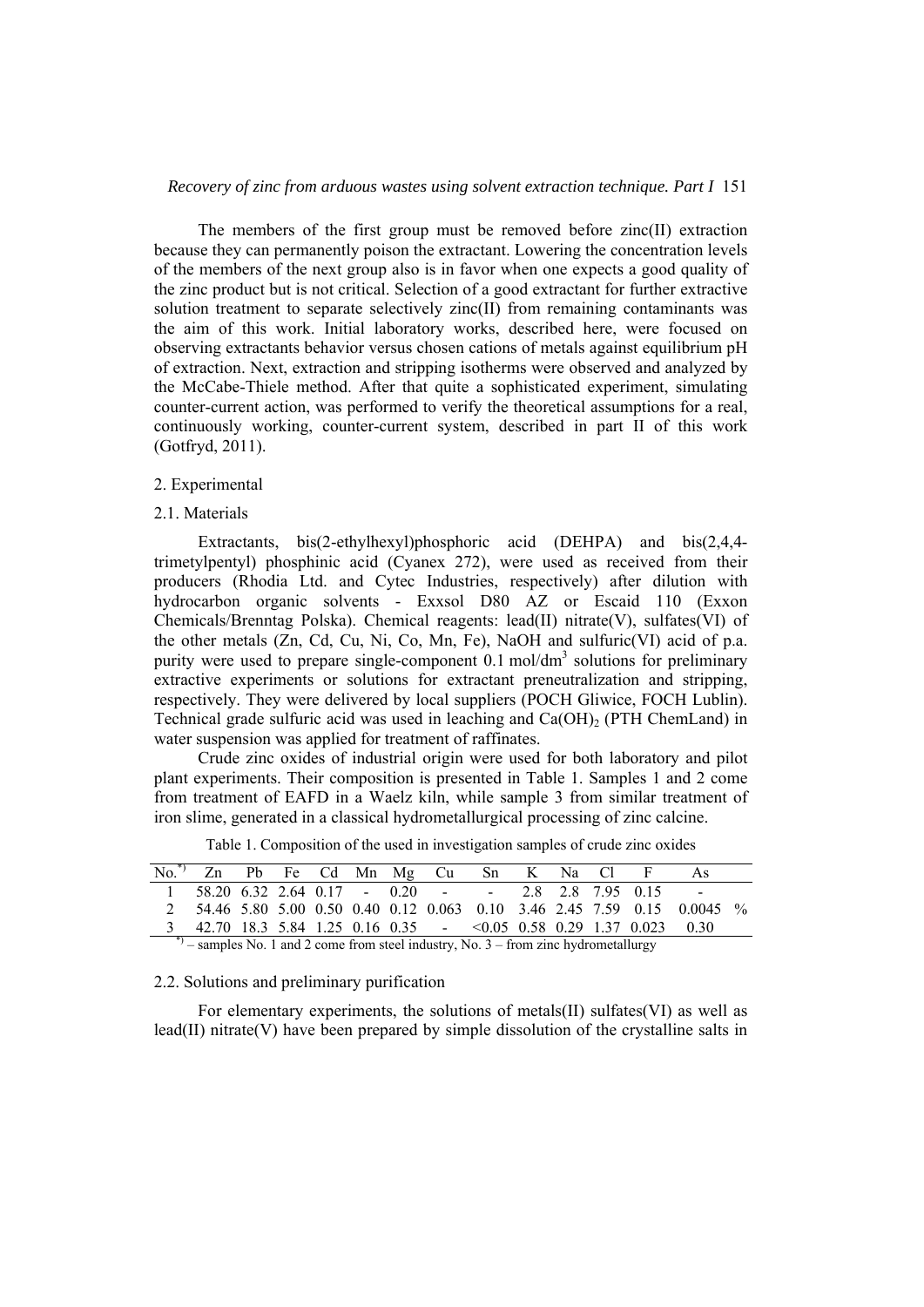The members of the first group must be removed before zinc(II) extraction because they can permanently poison the extractant. Lowering the concentration levels of the members of the next group also is in favor when one expects a good quality of the zinc product but is not critical. Selection of a good extractant for further extractive solution treatment to separate selectively zinc(II) from remaining contaminants was the aim of this work. Initial laboratory works, described here, were focused on observing extractants behavior versus chosen cations of metals against equilibrium pH of extraction. Next, extraction and stripping isotherms were observed and analyzed by the McCabe-Thiele method. After that quite a sophisticated experiment, simulating counter-current action, was performed to verify the theoretical assumptions for a real, continuously working, counter-current system, described in part II of this work (Gotfryd, 2011).

## 2. Experimental

### 2.1. Materials

Extractants, bis(2-ethylhexyl)phosphoric acid (DEHPA) and bis(2,4,4-trimetylpentyl) phosphinic acid (Cyanex 272), were used as received from their producers (Rhodia Ltd. and Cytec Industries, respectively) after dilution with hydrocarbon organic solvents - Exxsol D80 AZ or Escaid 110 (Exxon Chemicals/Brenntag Polska). Chemical reagents: lead(II) nitrate(V), sulfates(VI) of the other metals (Zn, Cd, Cu, Ni, Co, Mn, Fe), NaOH and sulfuric(VI) acid of p.a. purity were used to prepare single-component 0.1 mol/dm$^3$ solutions for preliminary extractive experiments or solutions for extractant preneutralization and stripping, respectively. They were delivered by local suppliers (POCH Gliwice, FOCH Lublin). Technical grade sulfuric acid was used in leaching and $Ca(OH)_2$ (PTH ChemLand) in water suspension was applied for treatment of raffinates.

Crude zinc oxides of industrial origin were used for both laboratory and pilot plant experiments. Their composition is presented in Table 1. Samples 1 and 2 come from treatment of EAFD in a Waelz kiln, while sample 3 from similar treatment of iron slime, generated in a classical hydrometallurgical processing of zinc calcine.

Table 1. Composition of the used in investigation samples of crude zinc oxides

| No.*) | Zn | Pb | Fe | Cd | Mn | Mg | Cu | Sn | K | Na | Cl | F | As | |
|---|---|---|---|---|---|---|---|---|---|---|---|---|---|---|
| 1 | 58.20 | 6.32 | 2.64 | 0.17 | - | 0.20 | - | - | 2.8 | 2.8 | 7.95 | 0.15 | - | |
| 2 | 54.46 | 5.80 | 5.00 | 0.50 | 0.40 | 0.12 | 0.063 | 0.10 | 3.46 | 2.45 | 7.59 | 0.15 | 0.0045 | % |
| 3 | 42.70 | 18.3 | 5.84 | 1.25 | 0.16 | 0.35 | - | <0.05 | 0.58 | 0.29 | 1.37 | 0.023 | 0.30 | |

*) – samples No. 1 and 2 come from steel industry, No. 3 – from zinc hydrometallurgy

### 2.2. Solutions and preliminary purification

For elementary experiments, the solutions of metals(II) sulfates(VI) as well as lead(II) nitrate(V) have been prepared by simple dissolution of the crystalline salts in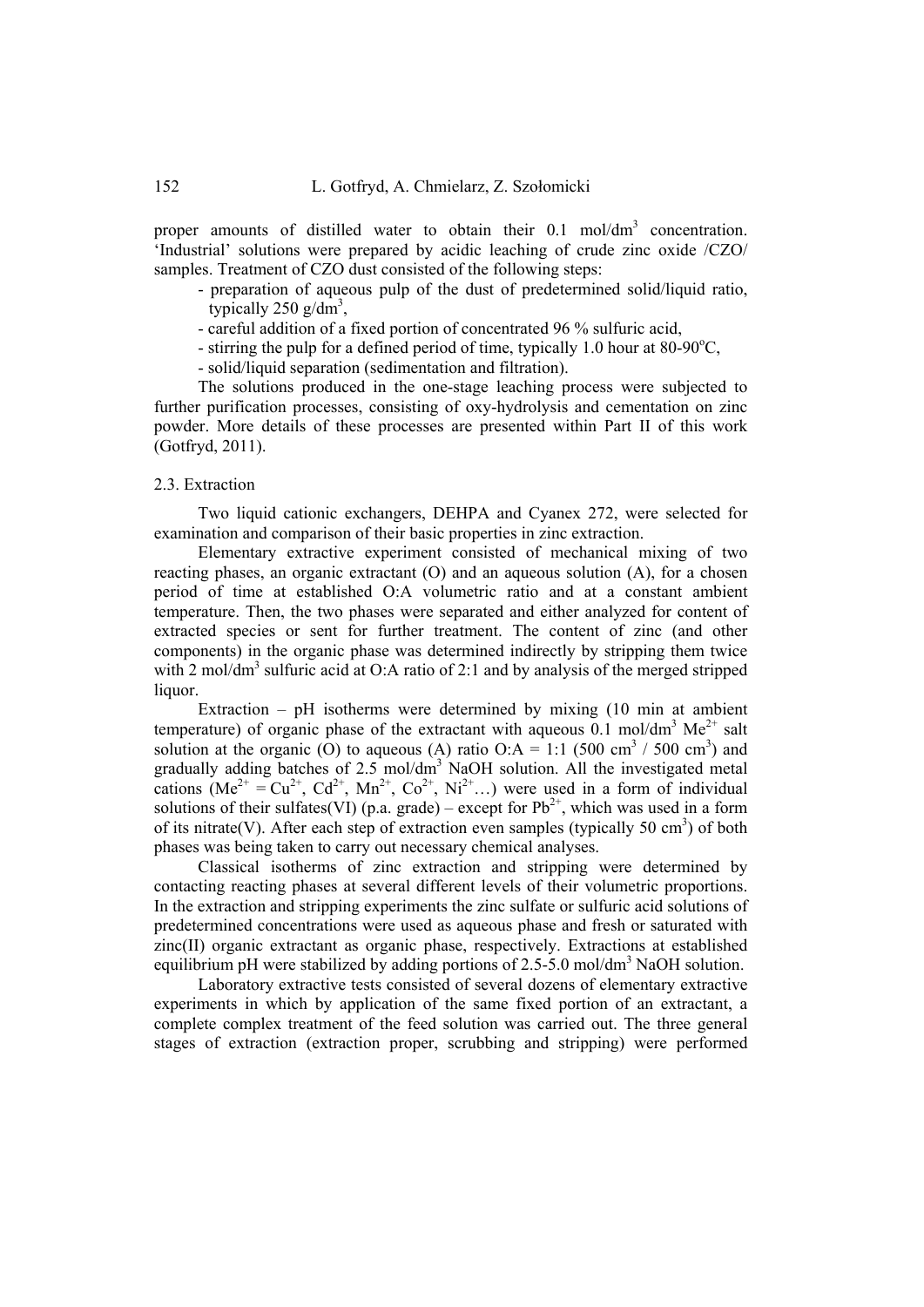proper amounts of distilled water to obtain their 0.1 mol/dm$^3$ concentration. 'Industrial' solutions were prepared by acidic leaching of crude zinc oxide /CZO/ samples. Treatment of CZO dust consisted of the following steps:

- preparation of aqueous pulp of the dust of predetermined solid/liquid ratio, typically 250 g/dm$^3$,
- careful addition of a fixed portion of concentrated 96 % sulfuric acid,
- stirring the pulp for a defined period of time, typically 1.0 hour at 80-90$^o$C,
- solid/liquid separation (sedimentation and filtration).

The solutions produced in the one-stage leaching process were subjected to further purification processes, consisting of oxy-hydrolysis and cementation on zinc powder. More details of these processes are presented within Part II of this work (Gotfryd, 2011).

### 2.3. Extraction

Two liquid cationic exchangers, DEHPA and Cyanex 272, were selected for examination and comparison of their basic properties in zinc extraction.

Elementary extractive experiment consisted of mechanical mixing of two reacting phases, an organic extractant (O) and an aqueous solution (A), for a chosen period of time at established O:A volumetric ratio and at a constant ambient temperature. Then, the two phases were separated and either analyzed for content of extracted species or sent for further treatment. The content of zinc (and other components) in the organic phase was determined indirectly by stripping them twice with 2 mol/dm$^3$ sulfuric acid at O:A ratio of 2:1 and by analysis of the merged stripped liquor.

Extraction – pH isotherms were determined by mixing (10 min at ambient temperature) of organic phase of the extractant with aqueous 0.1 mol/dm$^3$ $Me^{2+}$ salt solution at the organic (O) to aqueous (A) ratio O:A = 1:1 (500 cm$^3$ / 500 cm$^3$) and gradually adding batches of 2.5 mol/dm$^3$ NaOH solution. All the investigated metal cations ($Me^{2+}$ = $Cu^{2+}$, $Cd^{2+}$, $Mn^{2+}$, $Co^{2+}$, $Ni^{2+}$…) were used in a form of individual solutions of their sulfates(VI) (p.a. grade) – except for $Pb^{2+}$, which was used in a form of its nitrate(V). After each step of extraction even samples (typically 50 cm$^3$) of both phases was being taken to carry out necessary chemical analyses.

Classical isotherms of zinc extraction and stripping were determined by contacting reacting phases at several different levels of their volumetric proportions. In the extraction and stripping experiments the zinc sulfate or sulfuric acid solutions of predetermined concentrations were used as aqueous phase and fresh or saturated with zinc(II) organic extractant as organic phase, respectively. Extractions at established equilibrium pH were stabilized by adding portions of 2.5-5.0 mol/dm$^3$ NaOH solution.

Laboratory extractive tests consisted of several dozens of elementary extractive experiments in which by application of the same fixed portion of an extractant, a complete complex treatment of the feed solution was carried out. The three general stages of extraction (extraction proper, scrubbing and stripping) were performed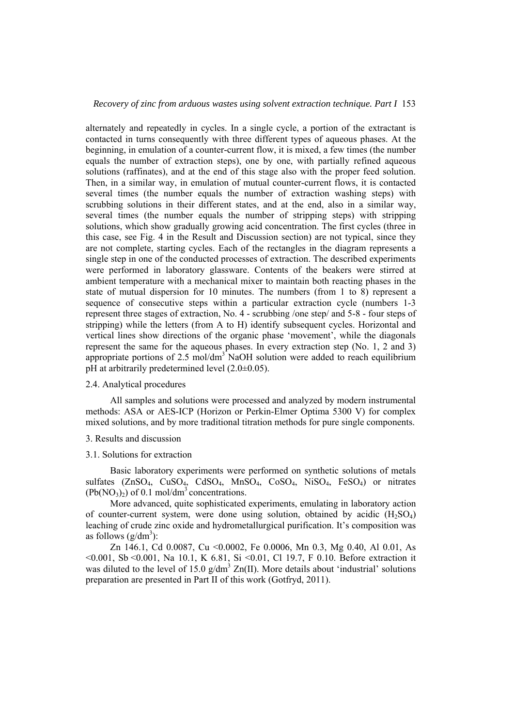alternately and repeatedly in cycles. In a single cycle, a portion of the extractant is contacted in turns consequently with three different types of aqueous phases. At the beginning, in emulation of a counter-current flow, it is mixed, a few times (the number equals the number of extraction steps), one by one, with partially refined aqueous solutions (raffinates), and at the end of this stage also with the proper feed solution. Then, in a similar way, in emulation of mutual counter-current flows, it is contacted several times (the number equals the number of extraction washing steps) with scrubbing solutions in their different states, and at the end, also in a similar way, several times (the number equals the number of stripping steps) with stripping solutions, which show gradually growing acid concentration. The first cycles (three in this case, see Fig. 4 in the Result and Discussion section) are not typical, since they are not complete, starting cycles. Each of the rectangles in the diagram represents a single step in one of the conducted processes of extraction. The described experiments were performed in laboratory glassware. Contents of the beakers were stirred at ambient temperature with a mechanical mixer to maintain both reacting phases in the state of mutual dispersion for 10 minutes. The numbers (from 1 to 8) represent a sequence of consecutive steps within a particular extraction cycle (numbers 1-3 represent three stages of extraction, No. 4 - scrubbing /one step/ and 5-8 - four steps of stripping) while the letters (from A to H) identify subsequent cycles. Horizontal and vertical lines show directions of the organic phase 'movement', while the diagonals represent the same for the aqueous phases. In every extraction step (No. 1, 2 and 3) appropriate portions of 2.5 mol/dm$^3$ NaOH solution were added to reach equilibrium pH at arbitrarily predetermined level (2.0±0.05).

### 2.4. Analytical procedures

All samples and solutions were processed and analyzed by modern instrumental methods: ASA or AES-ICP (Horizon or Perkin-Elmer Optima 5300 V) for complex mixed solutions, and by more traditional titration methods for pure single components.

## 3. Results and discussion

### 3.1. Solutions for extraction

Basic laboratory experiments were performed on synthetic solutions of metals sulfates ($ZnSO_4$, $CuSO_4$, $CdSO_4$, $MnSO_4$, $CoSO_4$, $NiSO_4$, $FeSO_4$) or nitrates ($Pb(NO_3)_2$) of 0.1 mol/dm$^3$ concentrations.

More advanced, quite sophisticated experiments, emulating in laboratory action of counter-current system, were done using solution, obtained by acidic ($H_2SO_4$) leaching of crude zinc oxide and hydrometallurgical purification. It's composition was as follows (g/dm$^3$):

Zn 146.1, Cd 0.0087, Cu <0.0002, Fe 0.0006, Mn 0.3, Mg 0.40, Al 0.01, As <0.001, Sb <0.001, Na 10.1, K 6.81, Si <0.01, Cl 19.7, F 0.10. Before extraction it was diluted to the level of 15.0 g/dm$^3$ Zn(II). More details about 'industrial' solutions preparation are presented in Part II of this work (Gotfryd, 2011).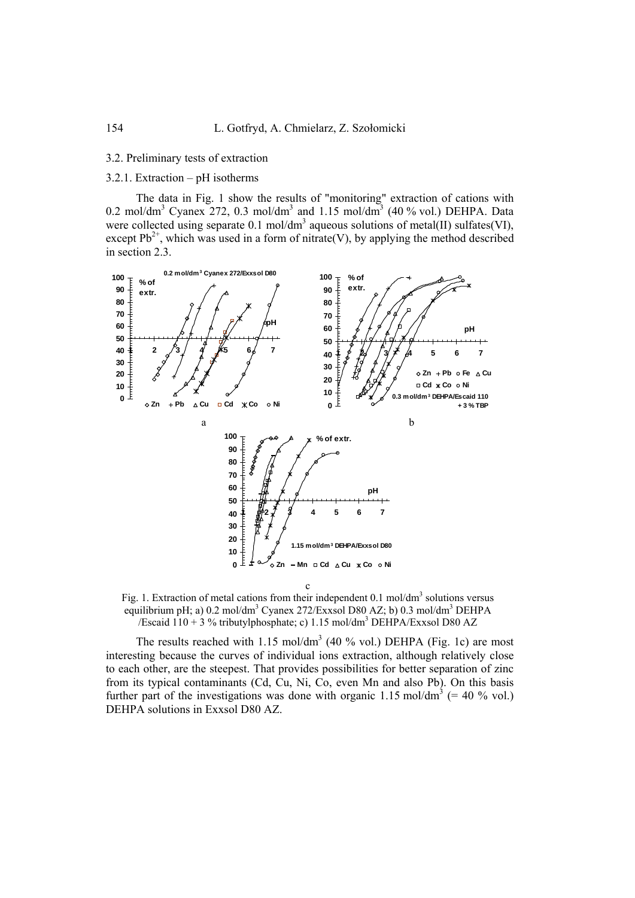### 3.2. Preliminary tests of extraction

#### 3.2.1. Extraction – pH isotherms

The data in Fig. 1 show the results of "monitoring" extraction of cations with 0.2 mol/dm$^3$ Cyanex 272, 0.3 mol/dm$^3$ and 1.15 mol/dm$^3$ (40 % vol.) DEHPA. Data were collected using separate 0.1 mol/dm$^3$ aqueous solutions of metal(II) sulfates(VI), except $Pb^{2+}$, which was used in a form of nitrate(V), by applying the method described in section 2.3.

Fig. 1. Extraction of metal cations from their independent 0.1 mol/dm$^3$ solutions versus equilibrium pH; a) 0.2 mol/dm$^3$ Cyanex 272/Exxsol D80 AZ; b) 0.3 mol/dm$^3$ DEHPA /Escaid 110 + 3 % tributylphosphate; c) 1.15 mol/dm$^3$ DEHPA/Exxsol D80 AZ

The results reached with 1.15 mol/dm$^3$ (40 % vol.) DEHPA (Fig. 1c) are most interesting because the curves of individual ions extraction, although relatively close to each other, are the steepest. That provides possibilities for better separation of zinc from its typical contaminants (Cd, Cu, Ni, Co, even Mn and also Pb). On this basis further part of the investigations was done with organic 1.15 mol/dm$^3$ (= 40 % vol.) DEHPA solutions in Exxsol D80 AZ.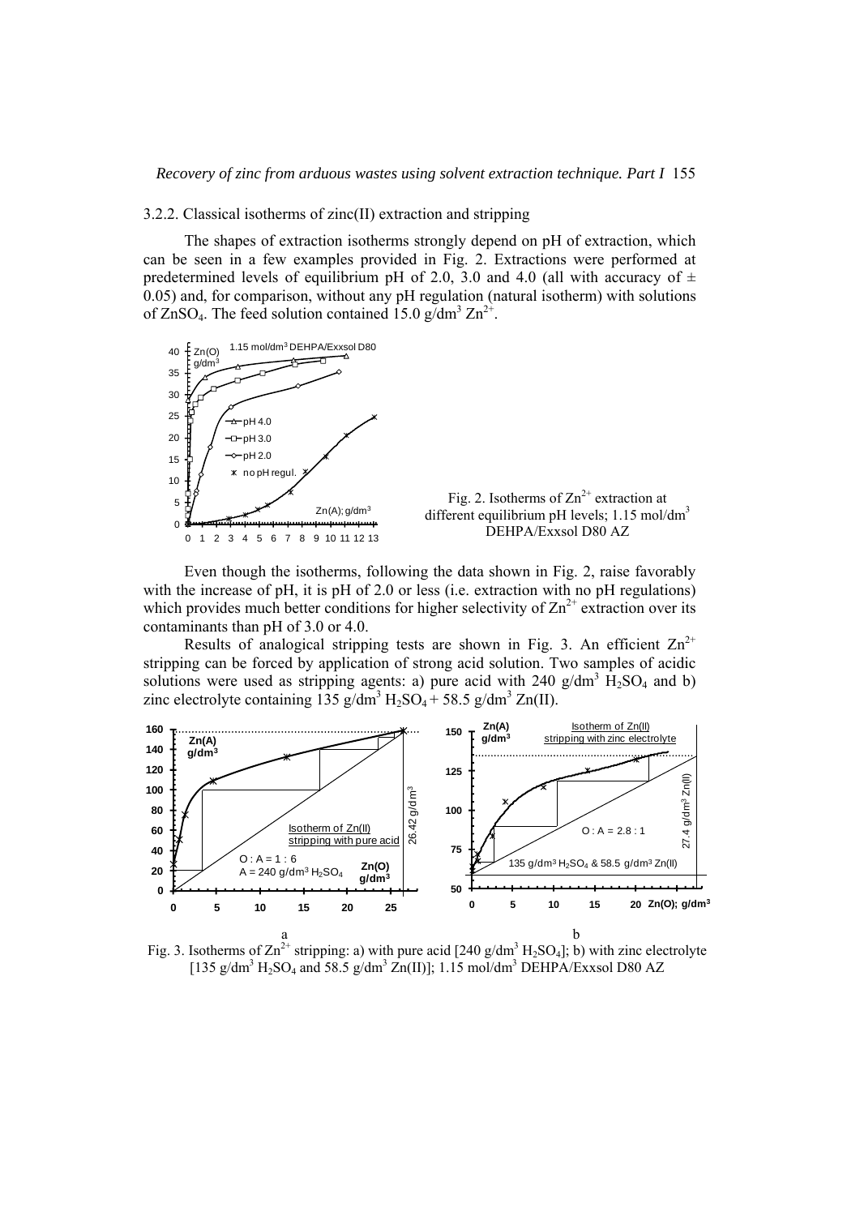### 3.2.2. Classical isotherms of zinc(II) extraction and stripping

The shapes of extraction isotherms strongly depend on pH of extraction, which can be seen in a few examples provided in Fig. 2. Extractions were performed at predetermined levels of equilibrium pH of 2.0, 3.0 and 4.0 (all with accuracy of ± 0.05) and, for comparison, without any pH regulation (natural isotherm) with solutions of $ZnSO_4$. The feed solution contained 15.0 g/dm$^3$ $Zn^{2+}$.

Fig. 2. Isotherms of $Zn^{2+}$ extraction at different equilibrium pH levels; 1.15 mol/dm$^3$ DEHPA/Exxsol D80 AZ

Even though the isotherms, following the data shown in Fig. 2, raise favorably with the increase of pH, it is pH of 2.0 or less (i.e. extraction with no pH regulations) which provides much better conditions for higher selectivity of $Zn^{2+}$ extraction over its contaminants than pH of 3.0 or 4.0.

Results of analogical stripping tests are shown in Fig. 3. An efficient $Zn^{2+}$ stripping can be forced by application of strong acid solution. Two samples of acidic solutions were used as stripping agents: a) pure acid with 240 g/dm$^3$ $H_2SO_4$ and b) zinc electrolyte containing 135 g/dm$^3$ $H_2SO_4$ + 58.5 g/dm$^3$ Zn(II).

Fig. 3. Isotherms of $Zn^{2+}$ stripping: a) with pure acid [240 g/dm$^3$ $H_2SO_4$]; b) with zinc electrolyte [135 g/dm$^3$ $H_2SO_4$ and 58.5 g/dm$^3$ Zn(II)]; 1.15 mol/dm$^3$ DEHPA/Exxsol D80 AZ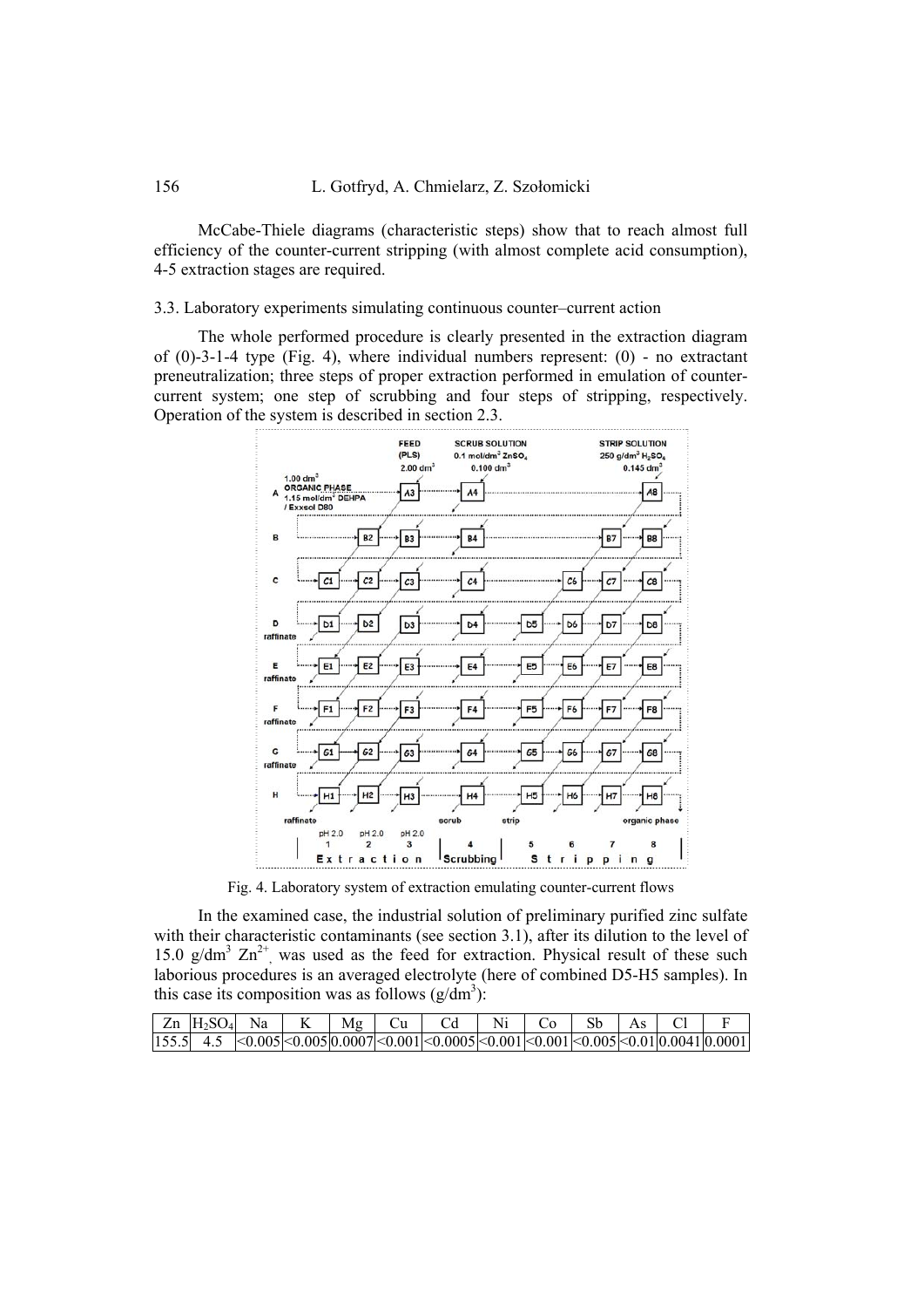McCabe-Thiele diagrams (characteristic steps) show that to reach almost full efficiency of the counter-current stripping (with almost complete acid consumption), 4-5 extraction stages are required.

### 3.3. Laboratory experiments simulating continuous counter–current action

The whole performed procedure is clearly presented in the extraction diagram of (0)-3-1-4 type (Fig. 4), where individual numbers represent: (0) - no extractant preneutralization; three steps of proper extraction performed in emulation of counter-current system; one step of scrubbing and four steps of stripping, respectively. Operation of the system is described in section 2.3.

Fig. 4. Laboratory system of extraction emulating counter-current flows

In the examined case, the industrial solution of preliminary purified zinc sulfate with their characteristic contaminants (see section 3.1), after its dilution to the level of 15.0 g/dm$^3$ $Zn^{2+}$, was used as the feed for extraction. Physical result of these such laborious procedures is an averaged electrolyte (here of combined D5-H5 samples). In this case its composition was as follows (g/dm$^3$):

| Zn | $H_2SO_4$ | Na | K | Mg | Cu | Cd | Ni | Co | Sb | As | Cl | F |
|---|---|---|---|---|---|---|---|---|---|---|---|---|
| 155.5 | 4.5 | <0.005 | <0.005 | 0.0007 | <0.001 | <0.0005 | <0.001 | <0.001 | <0.005 | <0.01 | 0.0041 | 0.0001 |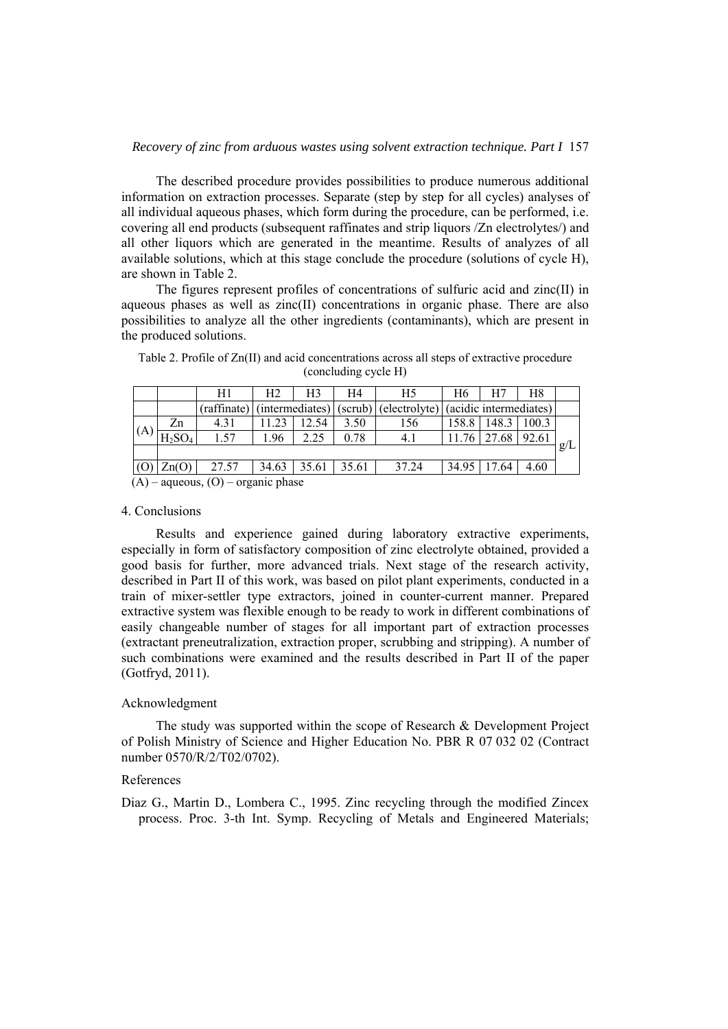The described procedure provides possibilities to produce numerous additional information on extraction processes. Separate (step by step for all cycles) analyses of all individual aqueous phases, which form during the procedure, can be performed, i.e. covering all end products (subsequent raffinates and strip liquors /Zn electrolytes/) and all other liquors which are generated in the meantime. Results of analyzes of all available solutions, which at this stage conclude the procedure (solutions of cycle H), are shown in Table 2.

The figures represent profiles of concentrations of sulfuric acid and zinc(II) in aqueous phases as well as zinc(II) concentrations in organic phase. There are also possibilities to analyze all the other ingredients (contaminants), which are present in the produced solutions.

Table 2. Profile of Zn(II) and acid concentrations across all steps of extractive procedure (concluding cycle H)

| | | H1 | H2 | H3 | H4 | H5 | H6 | H7 | H8 | |
|---|---|---|---|---|---|---|---|---|---|---|
| | | (raffinate) | (intermediates) | | (scrub) | (electrolyte) | (acidic intermediates) | | | |
| (A) | Zn | 4.31 | 11.23 | 12.54 | 3.50 | 156 | 158.8 | 148.3 | 100.3 | g/L |
| | $H_2SO_4$ | 1.57 | 1.96 | 2.25 | 0.78 | 4.1 | 11.76 | 27.68 | 92.61 | |
| | | | | | | | | | | |
| (O) | Zn(O) | 27.57 | 34.63 | 35.61 | 35.61 | 37.24 | 34.95 | 17.64 | 4.60 | |

(A) – aqueous, (O) – organic phase

## 4. Conclusions

Results and experience gained during laboratory extractive experiments, especially in form of satisfactory composition of zinc electrolyte obtained, provided a good basis for further, more advanced trials. Next stage of the research activity, described in Part II of this work, was based on pilot plant experiments, conducted in a train of mixer-settler type extractors, joined in counter-current manner. Prepared extractive system was flexible enough to be ready to work in different combinations of easily changeable number of stages for all important part of extraction processes (extractant preneutralization, extraction proper, scrubbing and stripping). A number of such combinations were examined and the results described in Part II of the paper (Gotfryd, 2011).

## Acknowledgment

The study was supported within the scope of Research & Development Project of Polish Ministry of Science and Higher Education No. PBR R 07 032 02 (Contract number 0570/R/2/T02/0702).

## References

Diaz G., Martin D., Lombera C., 1995. Zinc recycling through the modified Zincex process. Proc. 3-th Int. Symp. Recycling of Metals and Engineered Materials;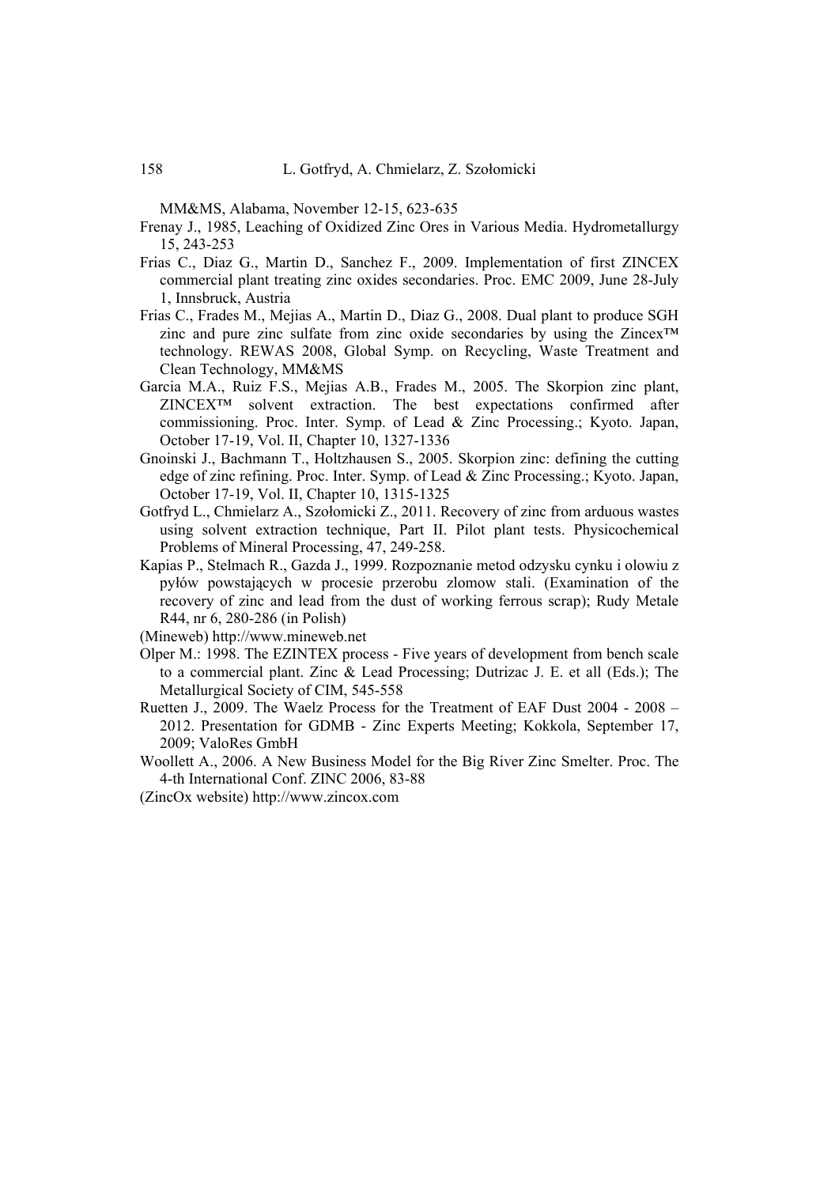MM&MS, Alabama, November 12-15, 623-635

Frenay J., 1985, Leaching of Oxidized Zinc Ores in Various Media. Hydrometallurgy 15, 243-253

Frias C., Diaz G., Martin D., Sanchez F., 2009. Implementation of first ZINCEX commercial plant treating zinc oxides secondaries. Proc. EMC 2009, June 28-July 1, Innsbruck, Austria

Frias C., Frades M., Mejias A., Martin D., Diaz G., 2008. Dual plant to produce SGH zinc and pure zinc sulfate from zinc oxide secondaries by using the Zincex™ technology. REWAS 2008, Global Symp. on Recycling, Waste Treatment and Clean Technology, MM&MS

Garcia M.A., Ruiz F.S., Mejias A.B., Frades M., 2005. The Skorpion zinc plant, ZINCEX™ solvent extraction. The best expectations confirmed after commissioning. Proc. Inter. Symp. of Lead & Zinc Processing.; Kyoto. Japan, October 17-19, Vol. II, Chapter 10, 1327-1336

Gnoinski J., Bachmann T., Holtzhausen S., 2005. Skorpion zinc: defining the cutting edge of zinc refining. Proc. Inter. Symp. of Lead & Zinc Processing.; Kyoto. Japan, October 17-19, Vol. II, Chapter 10, 1315-1325

Gotfryd L., Chmielarz A., Szołomicki Z., 2011. Recovery of zinc from arduous wastes using solvent extraction technique, Part II. Pilot plant tests. Physicochemical Problems of Mineral Processing, 47, 249-258.

Kapias P., Stelmach R., Gazda J., 1999. Rozpoznanie metod odzysku cynku i olowiu z pyłów powstających w procesie przerobu zlomow stali. (Examination of the recovery of zinc and lead from the dust of working ferrous scrap); Rudy Metale R44, nr 6, 280-286 (in Polish)

(Mineweb) http://www.mineweb.net

Olper M.: 1998. The EZINTEX process - Five years of development from bench scale to a commercial plant. Zinc & Lead Processing; Dutrizac J. E. et all (Eds.); The Metallurgical Society of CIM, 545-558

Ruetten J., 2009. The Waelz Process for the Treatment of EAF Dust 2004 - 2008 – 2012. Presentation for GDMB - Zinc Experts Meeting; Kokkola, September 17, 2009; ValoRes GmbH

Woollett A., 2006. A New Business Model for the Big River Zinc Smelter. Proc. The 4-th International Conf. ZINC 2006, 83-88

(ZincOx website) http://www.zincox.com